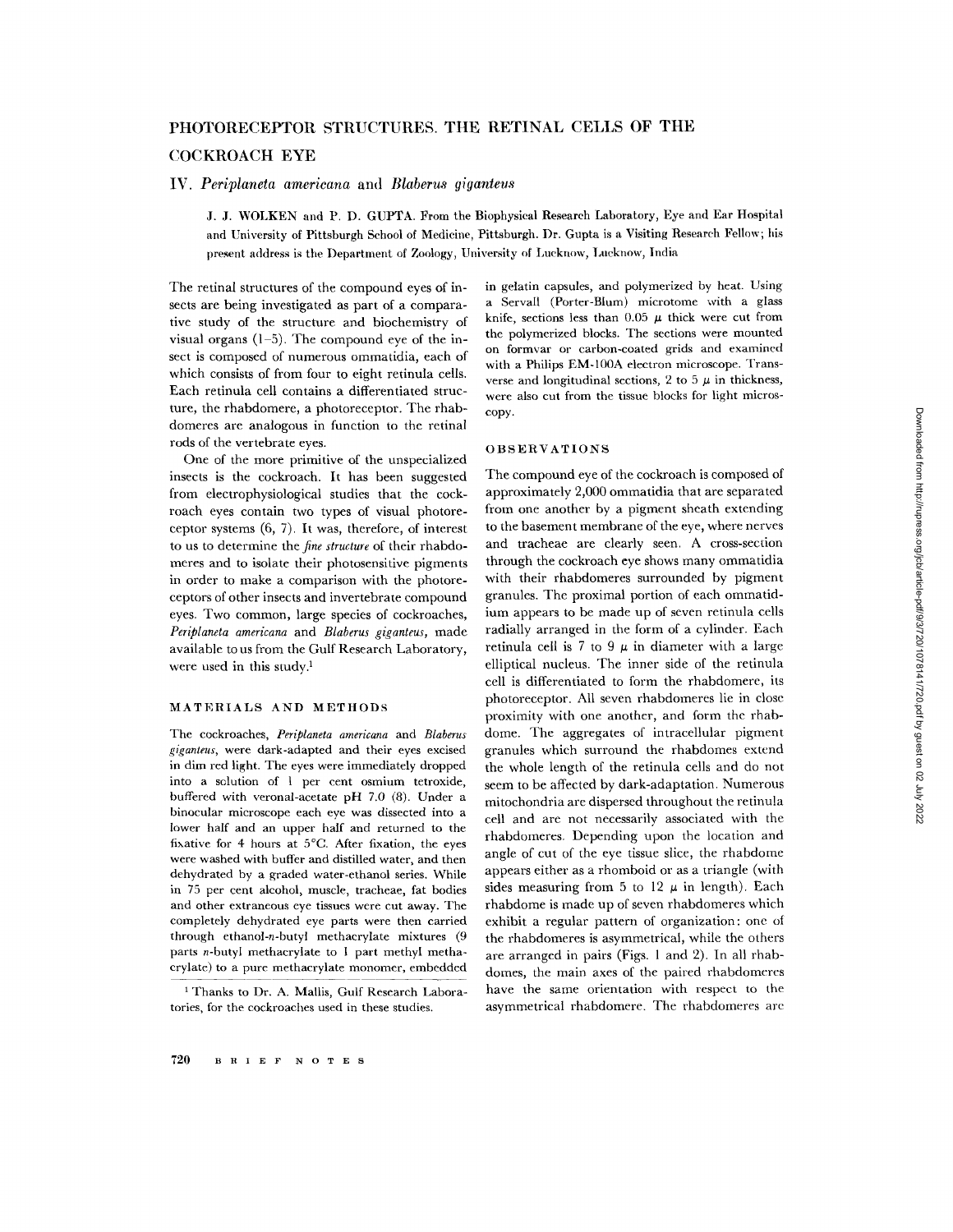# PHOTORECEPTOR STRUCTURES. THE RETINAL CELLS OF THE COCKROACH EYE

## IV. *Periplaneta americana* and *Blaberus giganteus*

J. J. WOLKEN and P. D. GUPTA. From the Biophysical Research Laboratory, Eye and Ear Hospital and University of Pittsburgh School of Medicine, Pittsburgh. Dr. Gupta is a Visiting Research Fellow; his present address is the Department of Zoology, University of Lucknow, Lucknow, India

The retinal structures of the compound eyes of insects are being investigated as part of a comparative study of the structure and biochemistry of visual organs (1–5). The compound eye of the insect is composed of numerous ommatidia, each of which consists of from four to eight retinula cells. Each retinula cell contains a differentiated structure, the rhabdomere, a photoreceptor. The rhabdomeres are analogous in function to the retinal rods of the vertebrate eyes.

One of the more primitive of the unspecialized insects is the cockroach. It has been suggested from electrophysiological studies that the cockroach eyes contain two types of visual photoreceptor systems (6, 7). It was, therefore, of interest to us to determine the *fine structure* of their rhabdomeres and to isolate their photosensitive pigments in order to make a comparison with the photoreceptors of other insects and invertebrate compound eyes. Two common, large species of cockroaches, *Periplaneta americana* and *Blaberus giganteus*, made available to us from the Gulf Research Laboratory, were used in this study.[1]

### MATERIALS AND METHODS

The cockroaches, *Periplaneta americana* and *Blaberus giganteus*, were dark-adapted and their eyes excised in dim red light. The eyes were immediately dropped into a solution of 1 per cent osmium tetroxide, buffered with veronal-acetate pH 7.0 (8). Under a binocular microscope each eye was dissected into a lower half and an upper half and returned to the fixative for 4 hours at 5°C. After fixation, the eyes were washed with buffer and distilled water, and then dehydrated by a graded water-ethanol series. While in 75 per cent alcohol, muscle, tracheae, fat bodies and other extraneous eye tissues were cut away. The completely dehydrated eye parts were then carried through ethanol-*n*-butyl methacrylate mixtures (9 parts *n*-butyl methacrylate to 1 part methyl methacrylate) to a pure methacrylate monomer, embedded in gelatin capsules, and polymerized by heat. Using a Servall (Porter-Blum) microtome with a glass knife, sections less than 0.05 μ thick were cut from the polymerized blocks. The sections were mounted on formvar or carbon-coated grids and examined with a Philips EM-100A electron microscope. Transverse and longitudinal sections, 2 to 5 μ in thickness, were also cut from the tissue blocks for light microscopy.

### OBSERVATIONS

The compound eye of the cockroach is composed of approximately 2,000 ommatidia that are separated from one another by a pigment sheath extending to the basement membrane of the eye, where nerves and tracheae are clearly seen. A cross-section through the cockroach eye shows many ommatidia with their rhabdomeres surrounded by pigment granules. The proximal portion of each ommatidium appears to be made up of seven retinula cells radially arranged in the form of a cylinder. Each retinula cell is 7 to 9 μ in diameter with a large elliptical nucleus. The inner side of the retinula cell is differentiated to form the rhabdomere, its photoreceptor. All seven rhabdomeres lie in close proximity with one another, and form the rhabdome. The aggregates of intracellular pigment granules which surround the rhabdomes extend the whole length of the retinula cells and do not seem to be affected by dark-adaptation. Numerous mitochondria are dispersed throughout the retinula cell and are not necessarily associated with the rhabdomeres. Depending upon the location and angle of cut of the eye tissue slice, the rhabdome appears either as a rhomboid or as a triangle (with sides measuring from 5 to 12 μ in length). Each rhabdome is made up of seven rhabdomeres which exhibit a regular pattern of organization: one of the rhabdomeres is asymmetrical, while the others are arranged in pairs (Figs. 1 and 2). In all rhabdomes, the main axes of the paired rhabdomeres have the same orientation with respect to the asymmetrical rhabdomere. The rhabdomeres are

[1] Thanks to Dr. A. Mallis, Gulf Research Laboratories, for the cockroaches used in these studies.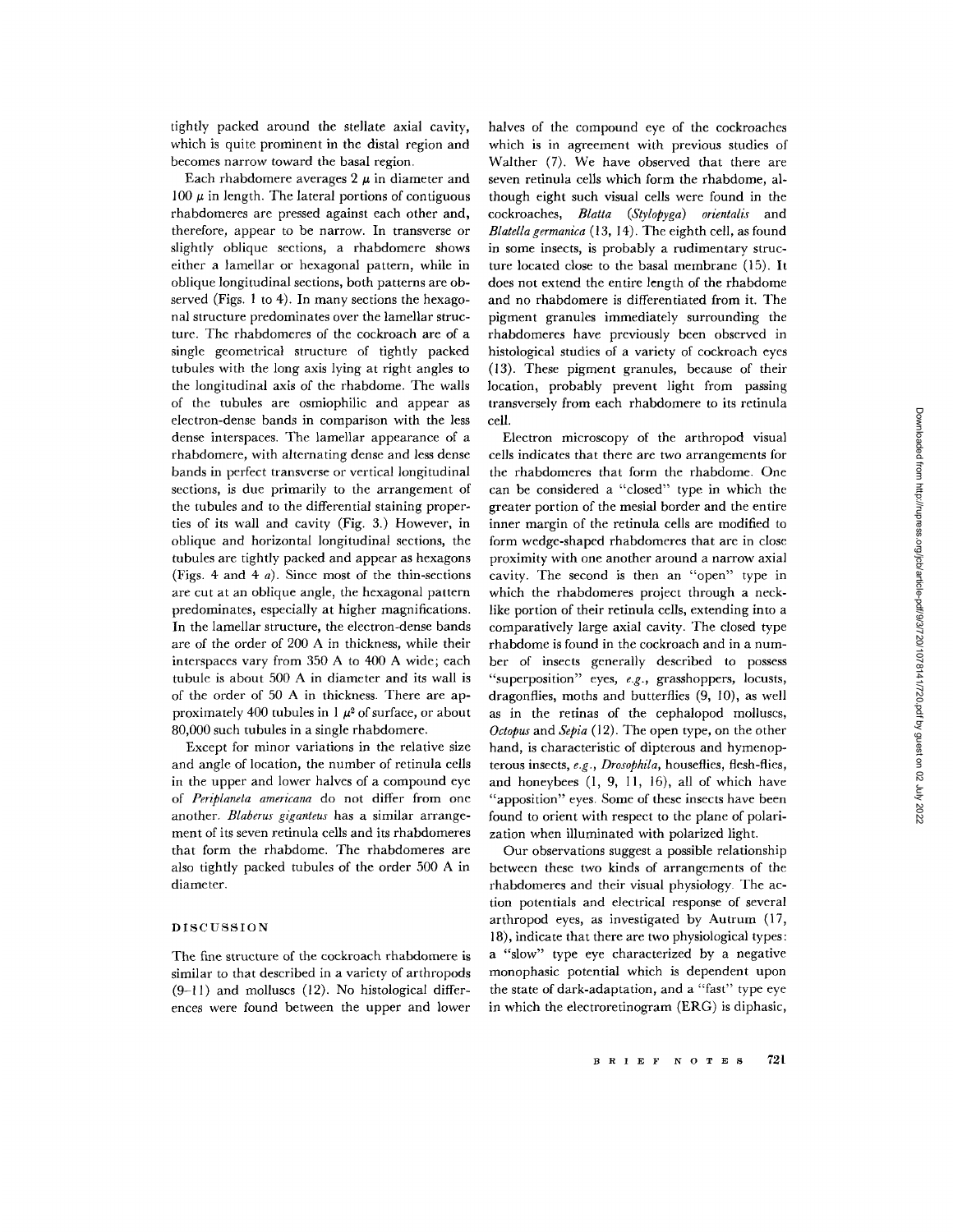tightly packed around the stellate axial cavity, which is quite prominent in the distal region and becomes narrow toward the basal region.

Each rhabdomere averages 2 $\mu$ in diameter and 100 $\mu$ in length. The lateral portions of contiguous rhabdomeres are pressed against each other and, therefore, appear to be narrow. In transverse or slightly oblique sections, a rhabdomere shows either a lamellar or hexagonal pattern, while in oblique longitudinal sections, both patterns are observed (Figs. 1 to 4). In many sections the hexagonal structure predominates over the lamellar structure. The rhabdomeres of the cockroach are of a single geometrical structure of tightly packed tubules with the long axis lying at right angles to the longitudinal axis of the rhabdome. The walls of the tubules are osmiophilic and appear as electron-dense bands in comparison with the less dense interspaces. The lamellar appearance of a rhabdomere, with alternating dense and less dense bands in perfect transverse or vertical longitudinal sections, is due primarily to the arrangement of the tubules and to the differential staining properties of its wall and cavity (Fig. 3.) However, in oblique and horizontal longitudinal sections, the tubules are tightly packed and appear as hexagons (Figs. 4 and 4 *a*). Since most of the thin-sections are cut at an oblique angle, the hexagonal pattern predominates, especially at higher magnifications. In the lamellar structure, the electron-dense bands are of the order of 200 A in thickness, while their interspaces vary from 350 A to 400 A wide; each tubule is about 500 A in diameter and its wall is of the order of 50 A in thickness. There are approximately 400 tubules in 1 $\mu^2$ of surface, or about 80,000 such tubules in a single rhabdomere.

Except for minor variations in the relative size and angle of location, the number of retinula cells in the upper and lower halves of a compound eye of *Periplaneta americana* do not differ from one another. *Blaberus giganteus* has a similar arrangement of its seven retinula cells and its rhabdomeres that form the rhabdome. The rhabdomeres are also tightly packed tubules of the order 500 A in diameter.

## DISCUSSION

The fine structure of the cockroach rhabdomere is similar to that described in a variety of arthropods (9–11) and molluscs (12). No histological differences were found between the upper and lower halves of the compound eye of the cockroaches which is in agreement with previous studies of Walther (7). We have observed that there are seven retinula cells which form the rhabdome, although eight such visual cells were found in the cockroaches, *Blatta* (*Stylopyga*) *orientalis* and *Blatella germanica* (13, 14). The eighth cell, as found in some insects, is probably a rudimentary structure located close to the basal membrane (15). It does not extend the entire length of the rhabdome and no rhabdomere is differentiated from it. The pigment granules immediately surrounding the rhabdomeres have previously been observed in histological studies of a variety of cockroach eyes (13). These pigment granules, because of their location, probably prevent light from passing transversely from each rhabdomere to its retinula cell.

Electron microscopy of the arthropod visual cells indicates that there are two arrangements for the rhabdomeres that form the rhabdome. One can be considered a "closed" type in which the greater portion of the mesial border and the entire inner margin of the retinula cells are modified to form wedge-shaped rhabdomeres that are in close proximity with one another around a narrow axial cavity. The second is then an "open" type in which the rhabdomeres project through a neck-like portion of their retinula cells, extending into a comparatively large axial cavity. The closed type rhabdome is found in the cockroach and in a number of insects generally described to possess "superposition" eyes, *e.g.*, grasshoppers, locusts, dragonflies, moths and butterflies (9, 10), as well as in the retinas of the cephalopod molluscs, *Octopus* and *Sepia* (12). The open type, on the other hand, is characteristic of dipterous and hymenopterous insects, *e.g.*, *Drosophila*, houseflies, flesh-flies, and honeybees (1, 9, 11, 16), all of which have "apposition" eyes. Some of these insects have been found to orient with respect to the plane of polarization when illuminated with polarized light.

Our observations suggest a possible relationship between these two kinds of arrangements of the rhabdomeres and their visual physiology. The action potentials and electrical response of several arthropod eyes, as investigated by Autrum (17, 18), indicate that there are two physiological types: a "slow" type eye characterized by a negative monophasic potential which is dependent upon the state of dark-adaptation, and a "fast" type eye in which the electroretinogram (ERG) is diphasic,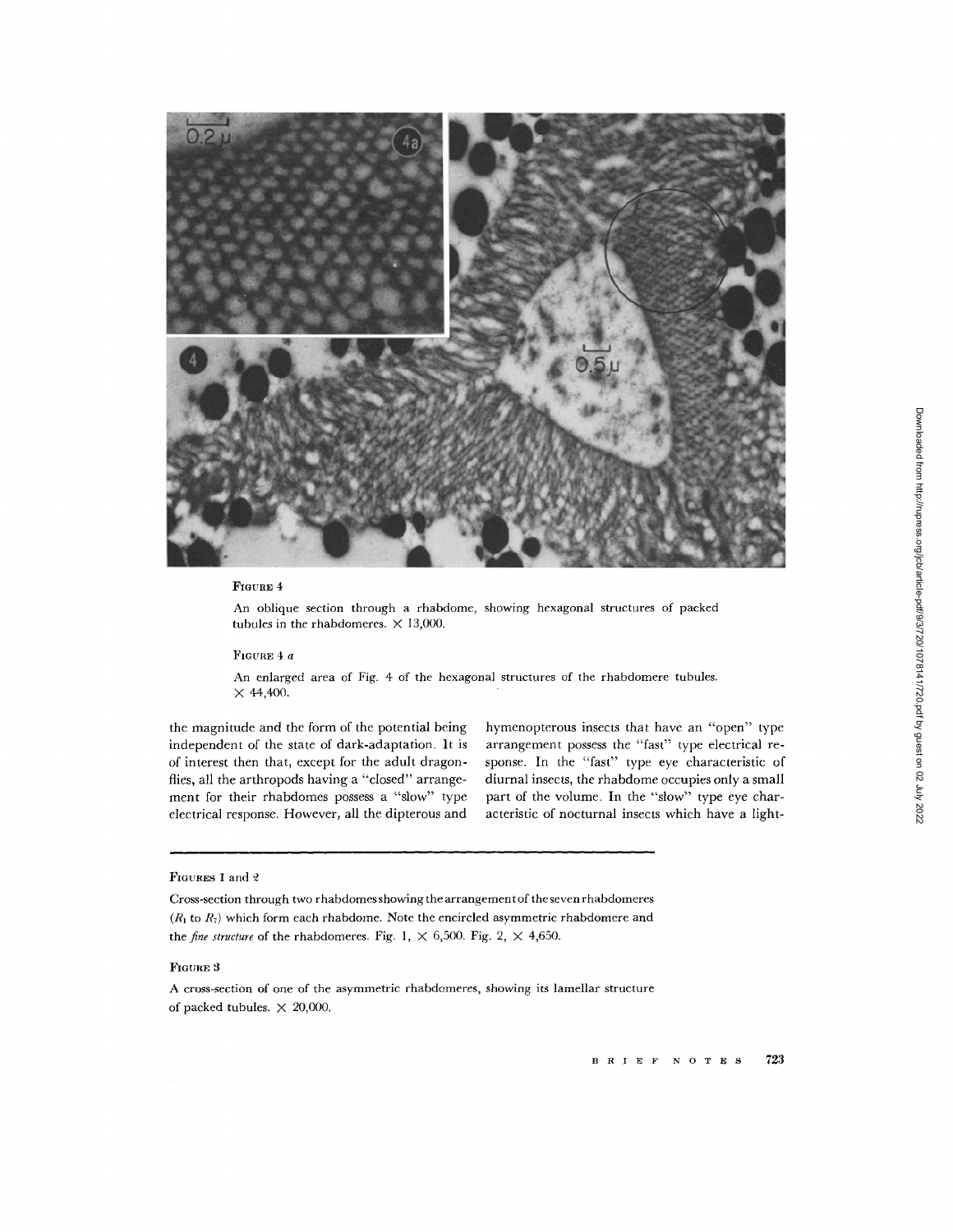FIGURE 4

An oblique section through a rhabdome, showing hexagonal structures of packed tubules in the rhabdomeres. × 13,000.

FIGURE 4 *a*

An enlarged area of Fig. 4 of the hexagonal structures of the rhabdomere tubules. × 44,400.

the magnitude and the form of the potential being independent of the state of dark-adaptation. It is of interest then that, except for the adult dragonflies, all the arthropods having a "closed" arrangement for their rhabdomes possess a "slow" type electrical response. However, all the dipterous and hymenopterous insects that have an "open" type arrangement possess the "fast" type electrical response. In the "fast" type eye characteristic of diurnal insects, the rhabdome occupies only a small part of the volume. In the "slow" type eye characteristic of nocturnal insects which have a light-

FIGURES 1 and 2

Cross-section through two rhabdomes showing the arrangement of the seven rhabdomeres ($R_1$ to $R_7$) which form each rhabdome. Note the encircled asymmetric rhabdomere and the *fine structure* of the rhabdomeres. Fig. 1, × 6,500. Fig. 2, × 4,650.

FIGURE 3

A cross-section of one of the asymmetric rhabdomeres, showing its lamellar structure of packed tubules. × 20,000.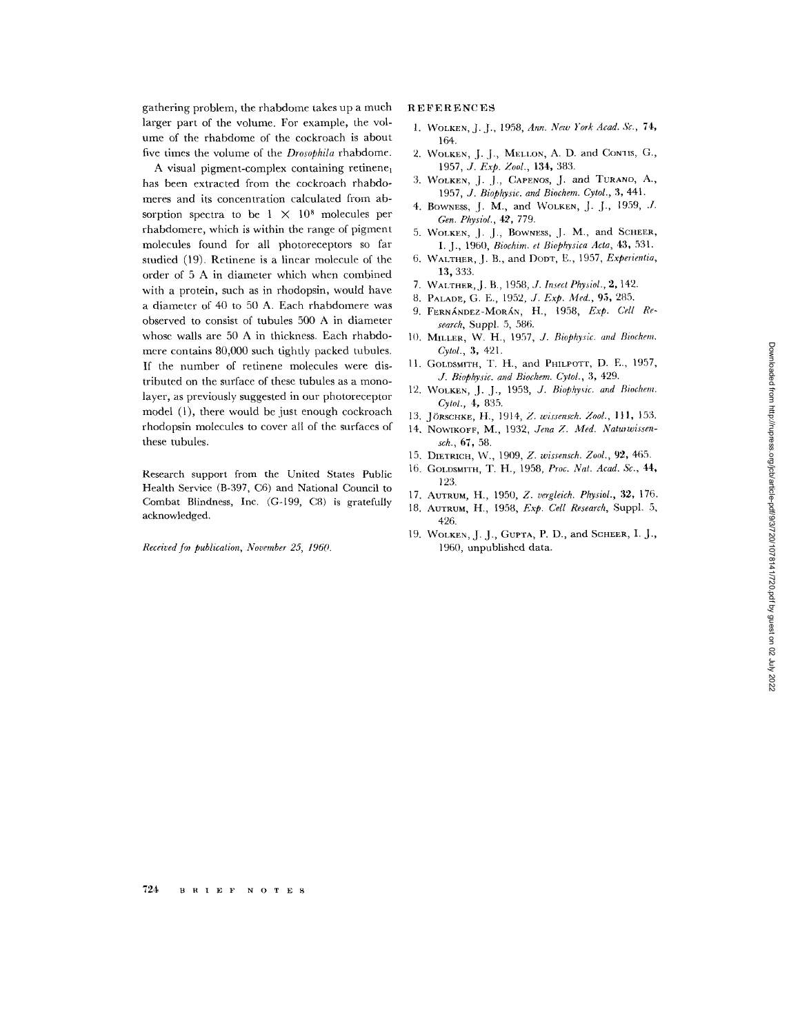gathering problem, the rhabdome takes up a much larger part of the volume. For example, the volume of the rhabdome of the cockroach is about five times the volume of the *Drosophila* rhabdome.

A visual pigment-complex containing $\text{retinene}_1$ has been extracted from the cockroach rhabdomeres and its concentration calculated from absorption spectra to be $1 \times 10^8$ molecules per rhabdomere, which is within the range of pigment molecules found for all photoreceptors so far studied (19). Retinene is a linear molecule of the order of 5 A in diameter which when combined with a protein, such as in rhodopsin, would have a diameter of 40 to 50 A. Each rhabdomere was observed to consist of tubules 500 A in diameter whose walls are 50 A in thickness. Each rhabdomere contains 80,000 such tightly packed tubules. If the number of retinene molecules were distributed on the surface of these tubules as a monolayer, as previously suggested in our photoreceptor model (1), there would be just enough cockroach rhodopsin molecules to cover all of the surfaces of these tubules.

Research support from the United States Public Health Service (B-397, C6) and National Council to Combat Blindness, Inc. (G-199, C8) is gratefully acknowledged.

*Received for publication, November 25, 1960.*

## REFERENCES

1. Wolken, J. J., 1958, *Ann. New York Acad. Sc.*, **74**, 164.
2. Wolken, J. J., Mellon, A. D. and Contis, G., 1957, *J. Exp. Zool.*, **134**, 383.
3. Wolken, J. J., Capenos, J. and Turano, A., 1957, *J. Biophysic. and Biochem. Cytol.*, **3**, 441.
4. Bowness, J. M., and Wolken, J. J., 1959, *J. Gen. Physiol.*, **42**, 779.
5. Wolken, J. J., Bowness, J. M., and Scheer, I. J., 1960, *Biochim. et Biophysica Acta*, **43**, 531.
6. Walther, J. B., and Dodt, E., 1957, *Experientia*, **13**, 333.
7. Walther, J. B., 1958, *J. Insect Physiol.*, **2**, 142.
8. Palade, G. E., 1952, *J. Exp. Med.*, **95**, 285.
9. Fernández-Morán, H., 1958, *Exp. Cell Research*, Suppl. 5, 586.
10. Miller, W. H., 1957, *J. Biophysic. and Biochem. Cytol.*, **3**, 421.
11. Goldsmith, T. H., and Philpott, D. E., 1957, *J. Biophysic. and Biochem. Cytol.*, **3**, 429.
12. Wolken, J. J., 1958, *J. Biophysic. and Biochem. Cytol.*, **4**, 835.
13. Jörschke, H., 1914, *Z. wissensch. Zool.*, **111**, 153.
14. Nowikoff, M., 1932, *Jena Z. Med. Naturwissensch.*, **67**, 58.
15. Dietrich, W., 1909, *Z. wissensch. Zool.*, **92**, 465.
16. Goldsmith, T. H., 1958, *Proc. Nat. Acad. Sc.*, **44**, 123.
17. Autrum, H., 1950, *Z. vergleich. Physiol.*, **32**, 176.
18. Autrum, H., 1958, *Exp. Cell Research*, Suppl. 5, 426.
19. Wolken, J. J., Gupta, P. D., and Scheer, I. J., 1960, unpublished data.